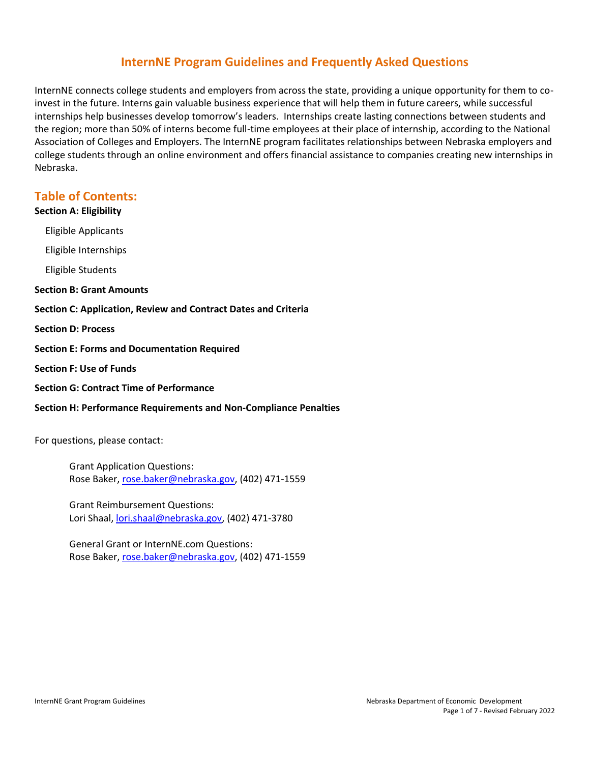# InternNE Program Guidelines and Frequently Asked Questions

InternNE connects college students and employers from across the state, providing a unique opportunity for them to co-invest in the future. Interns gain valuable business experience that will help them in future careers, while successful internships help businesses develop tomorrow's leaders. Internships create lasting connections between students and the region; more than 50% of interns become full-time employees at their place of internship, according to the National Association of Colleges and Employers. The InternNE program facilitates relationships between Nebraska employers and college students through an online environment and offers financial assistance to companies creating new internships in Nebraska.

## Table of Contents:

**Section A: Eligibility**

- Eligible Applicants
- Eligible Internships
- Eligible Students

**Section B: Grant Amounts**

**Section C: Application, Review and Contract Dates and Criteria**

**Section D: Process**

**Section E: Forms and Documentation Required**

**Section F: Use of Funds**

**Section G: Contract Time of Performance**

**Section H: Performance Requirements and Non-Compliance Penalties**

For questions, please contact:

Grant Application Questions:
Rose Baker, rose.baker@nebraska.gov, (402) 471-1559

Grant Reimbursement Questions:
Lori Shaal, lori.shaal@nebraska.gov, (402) 471-3780

General Grant or InternNE.com Questions:
Rose Baker, rose.baker@nebraska.gov, (402) 471-1559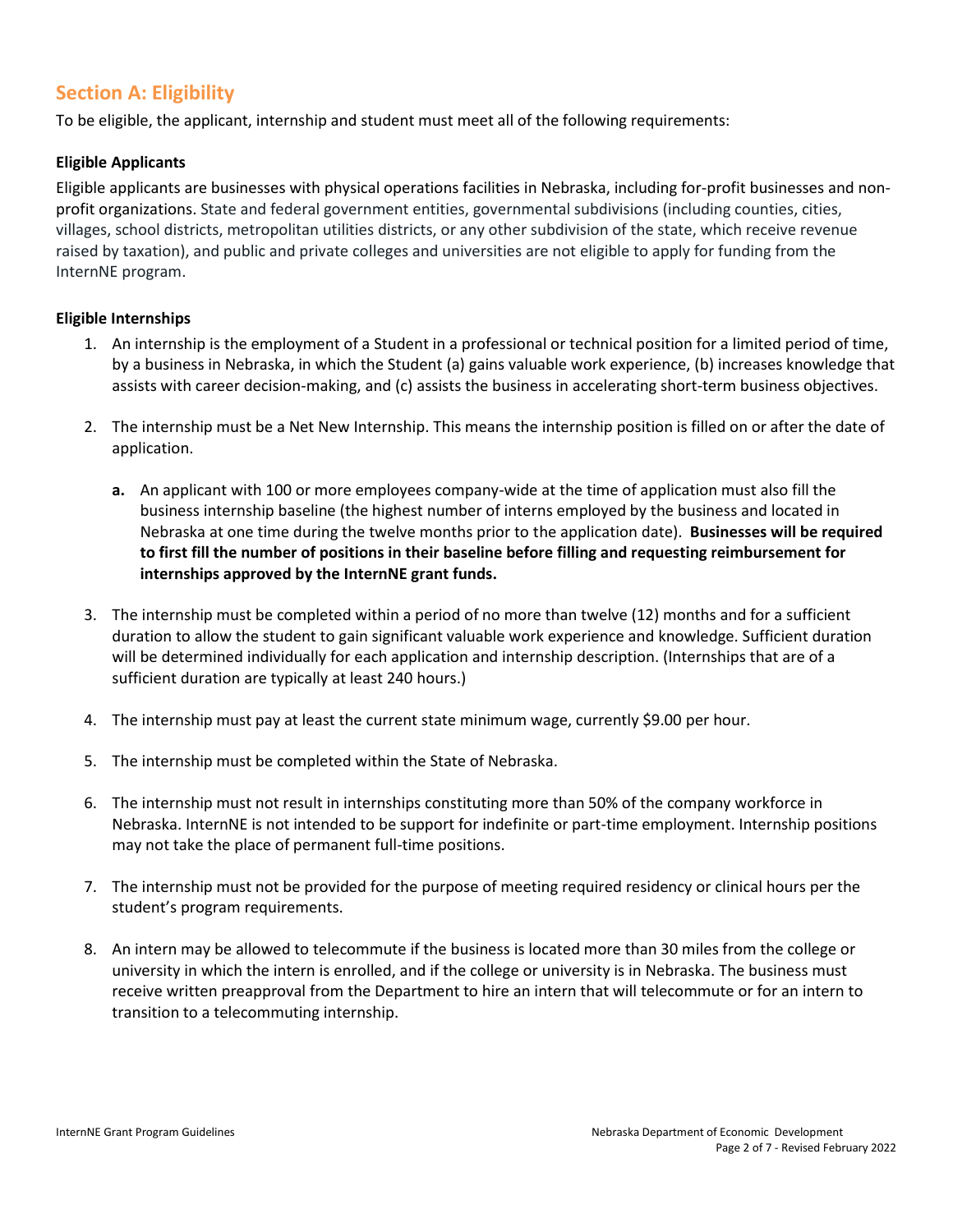## Section A: Eligibility

To be eligible, the applicant, internship and student must meet all of the following requirements:

### Eligible Applicants

Eligible applicants are businesses with physical operations facilities in Nebraska, including for-profit businesses and non-profit organizations. State and federal government entities, governmental subdivisions (including counties, cities, villages, school districts, metropolitan utilities districts, or any other subdivision of the state, which receive revenue raised by taxation), and public and private colleges and universities are not eligible to apply for funding from the InternNE program.

### Eligible Internships

1. An internship is the employment of a Student in a professional or technical position for a limited period of time, by a business in Nebraska, in which the Student (a) gains valuable work experience, (b) increases knowledge that assists with career decision-making, and (c) assists the business in accelerating short-term business objectives.

2. The internship must be a Net New Internship. This means the internship position is filled on or after the date of application.

   **a.** An applicant with 100 or more employees company-wide at the time of application must also fill the business internship baseline (the highest number of interns employed by the business and located in Nebraska at one time during the twelve months prior to the application date). **Businesses will be required to first fill the number of positions in their baseline before filling and requesting reimbursement for internships approved by the InternNE grant funds.**

3. The internship must be completed within a period of no more than twelve (12) months and for a sufficient duration to allow the student to gain significant valuable work experience and knowledge. Sufficient duration will be determined individually for each application and internship description. (Internships that are of a sufficient duration are typically at least 240 hours.)

4. The internship must pay at least the current state minimum wage, currently $9.00 per hour.

5. The internship must be completed within the State of Nebraska.

6. The internship must not result in internships constituting more than 50% of the company workforce in Nebraska. InternNE is not intended to be support for indefinite or part-time employment. Internship positions may not take the place of permanent full-time positions.

7. The internship must not be provided for the purpose of meeting required residency or clinical hours per the student's program requirements.

8. An intern may be allowed to telecommute if the business is located more than 30 miles from the college or university in which the intern is enrolled, and if the college or university is in Nebraska. The business must receive written preapproval from the Department to hire an intern that will telecommute or for an intern to transition to a telecommuting internship.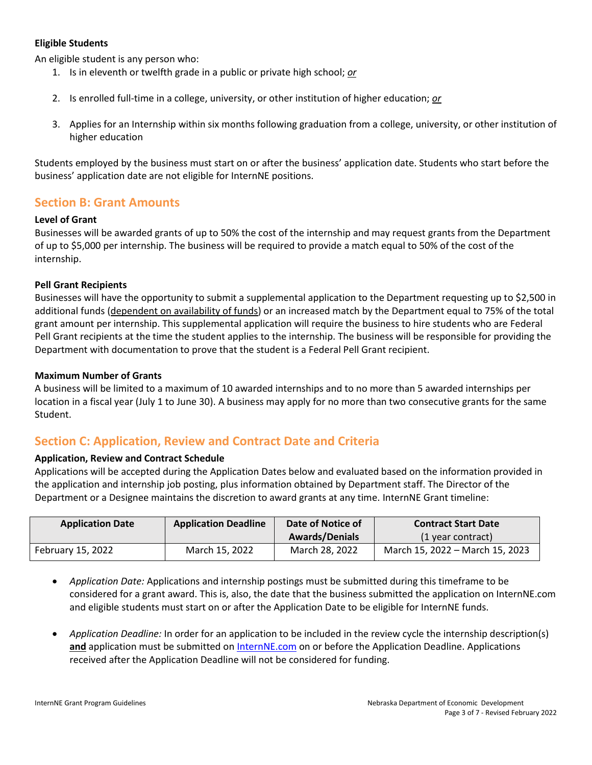**Eligible Students**

An eligible student is any person who:

1. Is in eleventh or twelfth grade in a public or private high school; ***or***
2. Is enrolled full-time in a college, university, or other institution of higher education; ***or***
3. Applies for an Internship within six months following graduation from a college, university, or other institution of higher education

Students employed by the business must start on or after the business' application date. Students who start before the business' application date are not eligible for InternNE positions.

## Section B: Grant Amounts

**Level of Grant**

Businesses will be awarded grants of up to 50% the cost of the internship and may request grants from the Department of up to $5,000 per internship. The business will be required to provide a match equal to 50% of the cost of the internship.

**Pell Grant Recipients**

Businesses will have the opportunity to submit a supplemental application to the Department requesting up to $2,500 in additional funds (dependent on availability of funds) or an increased match by the Department equal to 75% of the total grant amount per internship. This supplemental application will require the business to hire students who are Federal Pell Grant recipients at the time the student applies to the internship. The business will be responsible for providing the Department with documentation to prove that the student is a Federal Pell Grant recipient.

**Maximum Number of Grants**

A business will be limited to a maximum of 10 awarded internships and to no more than 5 awarded internships per location in a fiscal year (July 1 to June 30). A business may apply for no more than two consecutive grants for the same Student.

## Section C: Application, Review and Contract Date and Criteria

**Application, Review and Contract Schedule**

Applications will be accepted during the Application Dates below and evaluated based on the information provided in the application and internship job posting, plus information obtained by Department staff. The Director of the Department or a Designee maintains the discretion to award grants at any time. InternNE Grant timeline:

| Application Date | Application Deadline | Date of Notice of Awards/Denials | Contract Start Date (1 year contract) |
|---|---|---|---|
| February 15, 2022 | March 15, 2022 | March 28, 2022 | March 15, 2022 – March 15, 2023 |

- *Application Date:* Applications and internship postings must be submitted during this timeframe to be considered for a grant award. This is, also, the date that the business submitted the application on InternNE.com and eligible students must start on or after the Application Date to be eligible for InternNE funds.
- *Application Deadline:* In order for an application to be included in the review cycle the internship description(s) **and** application must be submitted on InternNE.com on or before the Application Deadline. Applications received after the Application Deadline will not be considered for funding.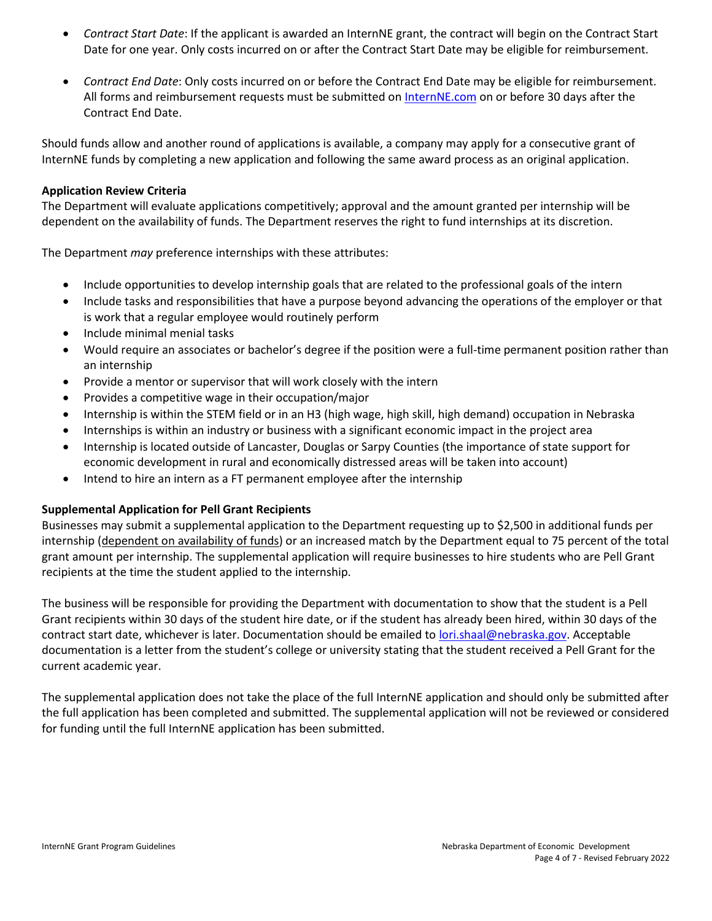- *Contract Start Date*: If the applicant is awarded an InternNE grant, the contract will begin on the Contract Start Date for one year. Only costs incurred on or after the Contract Start Date may be eligible for reimbursement.

- *Contract End Date*: Only costs incurred on or before the Contract End Date may be eligible for reimbursement. All forms and reimbursement requests must be submitted on [InternNE.com](InternNE.com) on or before 30 days after the Contract End Date.

Should funds allow and another round of applications is available, a company may apply for a consecutive grant of InternNE funds by completing a new application and following the same award process as an original application.

**Application Review Criteria**

The Department will evaluate applications competitively; approval and the amount granted per internship will be dependent on the availability of funds. The Department reserves the right to fund internships at its discretion.

The Department *may* preference internships with these attributes:

- Include opportunities to develop internship goals that are related to the professional goals of the intern
- Include tasks and responsibilities that have a purpose beyond advancing the operations of the employer or that is work that a regular employee would routinely perform
- Include minimal menial tasks
- Would require an associates or bachelor's degree if the position were a full-time permanent position rather than an internship
- Provide a mentor or supervisor that will work closely with the intern
- Provides a competitive wage in their occupation/major
- Internship is within the STEM field or in an H3 (high wage, high skill, high demand) occupation in Nebraska
- Internships is within an industry or business with a significant economic impact in the project area
- Internship is located outside of Lancaster, Douglas or Sarpy Counties (the importance of state support for economic development in rural and economically distressed areas will be taken into account)
- Intend to hire an intern as a FT permanent employee after the internship

**Supplemental Application for Pell Grant Recipients**

Businesses may submit a supplemental application to the Department requesting up to $2,500 in additional funds per internship (dependent on availability of funds) or an increased match by the Department equal to 75 percent of the total grant amount per internship. The supplemental application will require businesses to hire students who are Pell Grant recipients at the time the student applied to the internship.

The business will be responsible for providing the Department with documentation to show that the student is a Pell Grant recipients within 30 days of the student hire date, or if the student has already been hired, within 30 days of the contract start date, whichever is later. Documentation should be emailed to [lori.shaal@nebraska.gov](mailto:lori.shaal@nebraska.gov). Acceptable documentation is a letter from the student's college or university stating that the student received a Pell Grant for the current academic year.

The supplemental application does not take the place of the full InternNE application and should only be submitted after the full application has been completed and submitted. The supplemental application will not be reviewed or considered for funding until the full InternNE application has been submitted.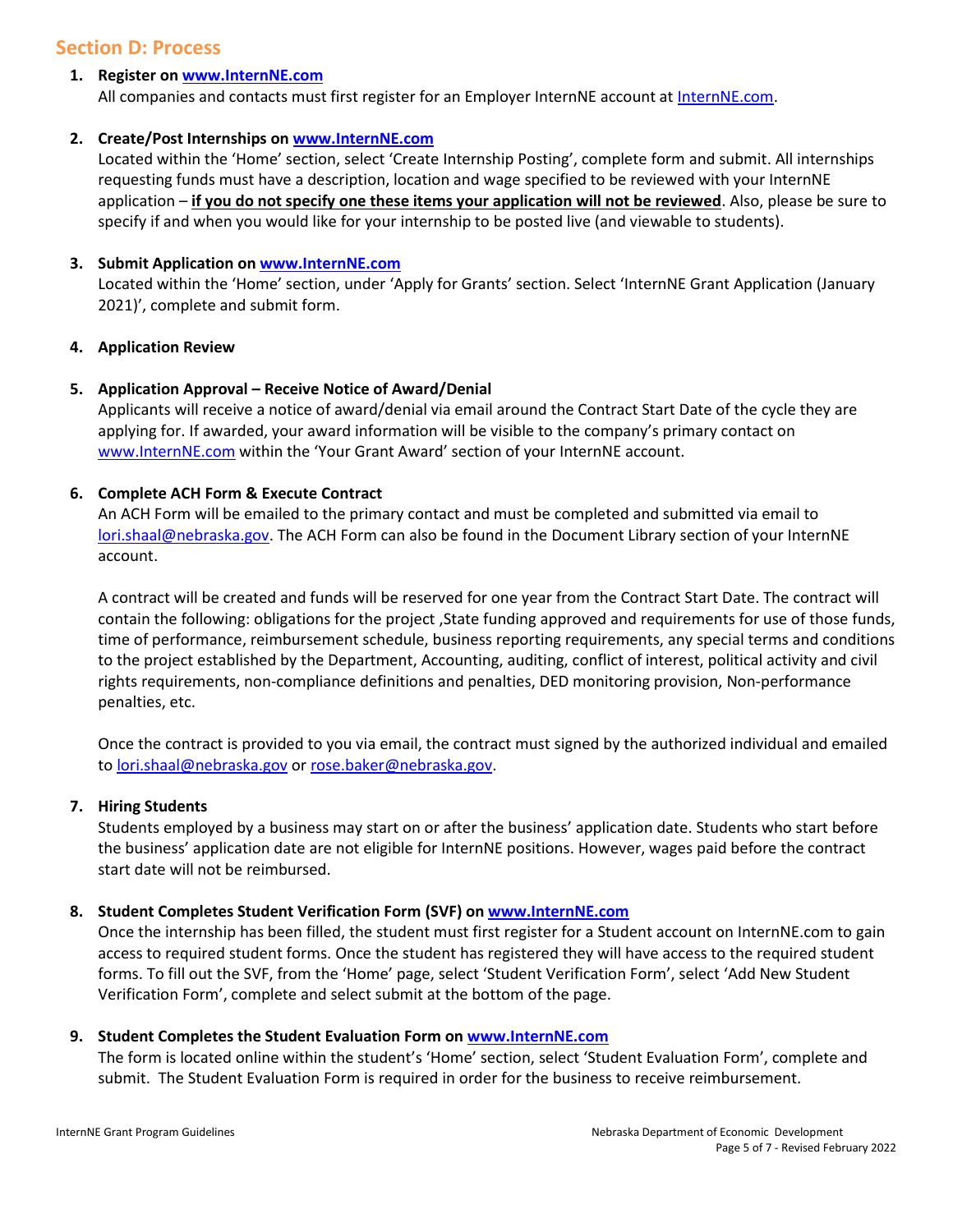## Section D: Process

1. **Register on www.InternNE.com**
   All companies and contacts must first register for an Employer InternNE account at InternNE.com.

2. **Create/Post Internships on www.InternNE.com**
   Located within the 'Home' section, select 'Create Internship Posting', complete form and submit. All internships requesting funds must have a description, location and wage specified to be reviewed with your InternNE application – **if you do not specify one these items your application will not be reviewed**. Also, please be sure to specify if and when you would like for your internship to be posted live (and viewable to students).

3. **Submit Application on www.InternNE.com**
   Located within the 'Home' section, under 'Apply for Grants' section. Select 'InternNE Grant Application (January 2021)', complete and submit form.

4. **Application Review**

5. **Application Approval – Receive Notice of Award/Denial**
   Applicants will receive a notice of award/denial via email around the Contract Start Date of the cycle they are applying for. If awarded, your award information will be visible to the company's primary contact on www.InternNE.com within the 'Your Grant Award' section of your InternNE account.

6. **Complete ACH Form & Execute Contract**
   An ACH Form will be emailed to the primary contact and must be completed and submitted via email to lori.shaal@nebraska.gov. The ACH Form can also be found in the Document Library section of your InternNE account.

   A contract will be created and funds will be reserved for one year from the Contract Start Date. The contract will contain the following: obligations for the project ,State funding approved and requirements for use of those funds, time of performance, reimbursement schedule, business reporting requirements, any special terms and conditions to the project established by the Department, Accounting, auditing, conflict of interest, political activity and civil rights requirements, non-compliance definitions and penalties, DED monitoring provision, Non-performance penalties, etc.

   Once the contract is provided to you via email, the contract must signed by the authorized individual and emailed to lori.shaal@nebraska.gov or rose.baker@nebraska.gov.

7. **Hiring Students**
   Students employed by a business may start on or after the business' application date. Students who start before the business' application date are not eligible for InternNE positions. However, wages paid before the contract start date will not be reimbursed.

8. **Student Completes Student Verification Form (SVF) on www.InternNE.com**
   Once the internship has been filled, the student must first register for a Student account on InternNE.com to gain access to required student forms. Once the student has registered they will have access to the required student forms. To fill out the SVF, from the 'Home' page, select 'Student Verification Form', select 'Add New Student Verification Form', complete and select submit at the bottom of the page.

9. **Student Completes the Student Evaluation Form on www.InternNE.com**
   The form is located online within the student's 'Home' section, select 'Student Evaluation Form', complete and submit. The Student Evaluation Form is required in order for the business to receive reimbursement.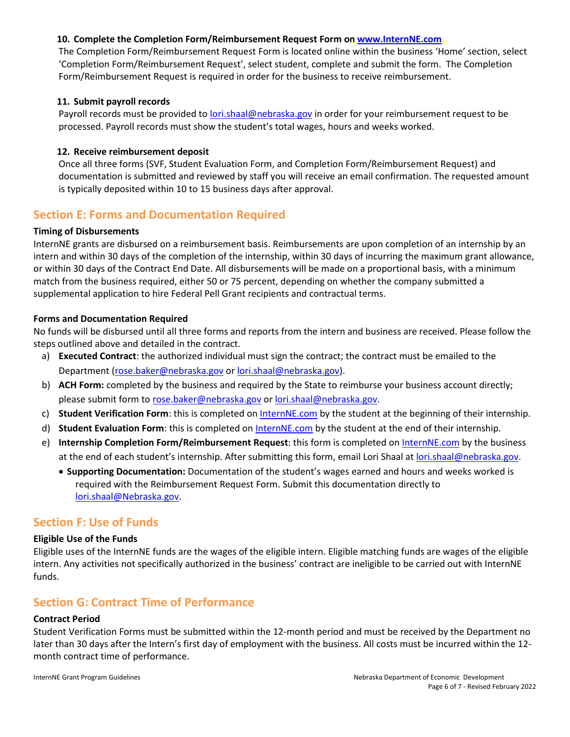**10. Complete the Completion Form/Reimbursement Request Form on [www.InternNE.com](www.InternNE.com)**

The Completion Form/Reimbursement Request Form is located online within the business 'Home' section, select 'Completion Form/Reimbursement Request', select student, complete and submit the form. The Completion Form/Reimbursement Request is required in order for the business to receive reimbursement.

**11. Submit payroll records**

Payroll records must be provided to lori.shaal@nebraska.gov in order for your reimbursement request to be processed. Payroll records must show the student's total wages, hours and weeks worked.

**12. Receive reimbursement deposit**

Once all three forms (SVF, Student Evaluation Form, and Completion Form/Reimbursement Request) and documentation is submitted and reviewed by staff you will receive an email confirmation. The requested amount is typically deposited within 10 to 15 business days after approval.

## Section E: Forms and Documentation Required

**Timing of Disbursements**

InternNE grants are disbursed on a reimbursement basis. Reimbursements are upon completion of an internship by an intern and within 30 days of the completion of the internship, within 30 days of incurring the maximum grant allowance, or within 30 days of the Contract End Date. All disbursements will be made on a proportional basis, with a minimum match from the business required, either 50 or 75 percent, depending on whether the company submitted a supplemental application to hire Federal Pell Grant recipients and contractual terms.

**Forms and Documentation Required**

No funds will be disbursed until all three forms and reports from the intern and business are received. Please follow the steps outlined above and detailed in the contract.

a) **Executed Contract**: the authorized individual must sign the contract; the contract must be emailed to the Department (rose.baker@nebraska.gov or lori.shaal@nebraska.gov).
b) **ACH Form:** completed by the business and required by the State to reimburse your business account directly; please submit form to rose.baker@nebraska.gov or lori.shaal@nebraska.gov.
c) **Student Verification Form**: this is completed on InternNE.com by the student at the beginning of their internship.
d) **Student Evaluation Form**: this is completed on InternNE.com by the student at the end of their internship.
e) **Internship Completion Form/Reimbursement Request**: this form is completed on InternNE.com by the business at the end of each student's internship. After submitting this form, email Lori Shaal at lori.shaal@nebraska.gov.
   - **Supporting Documentation:** Documentation of the student's wages earned and hours and weeks worked is required with the Reimbursement Request Form. Submit this documentation directly to lori.shaal@Nebraska.gov.

## Section F: Use of Funds

**Eligible Use of the Funds**

Eligible uses of the InternNE funds are the wages of the eligible intern. Eligible matching funds are wages of the eligible intern. Any activities not specifically authorized in the business' contract are ineligible to be carried out with InternNE funds.

## Section G: Contract Time of Performance

**Contract Period**

Student Verification Forms must be submitted within the 12-month period and must be received by the Department no later than 30 days after the Intern's first day of employment with the business. All costs must be incurred within the 12-month contract time of performance.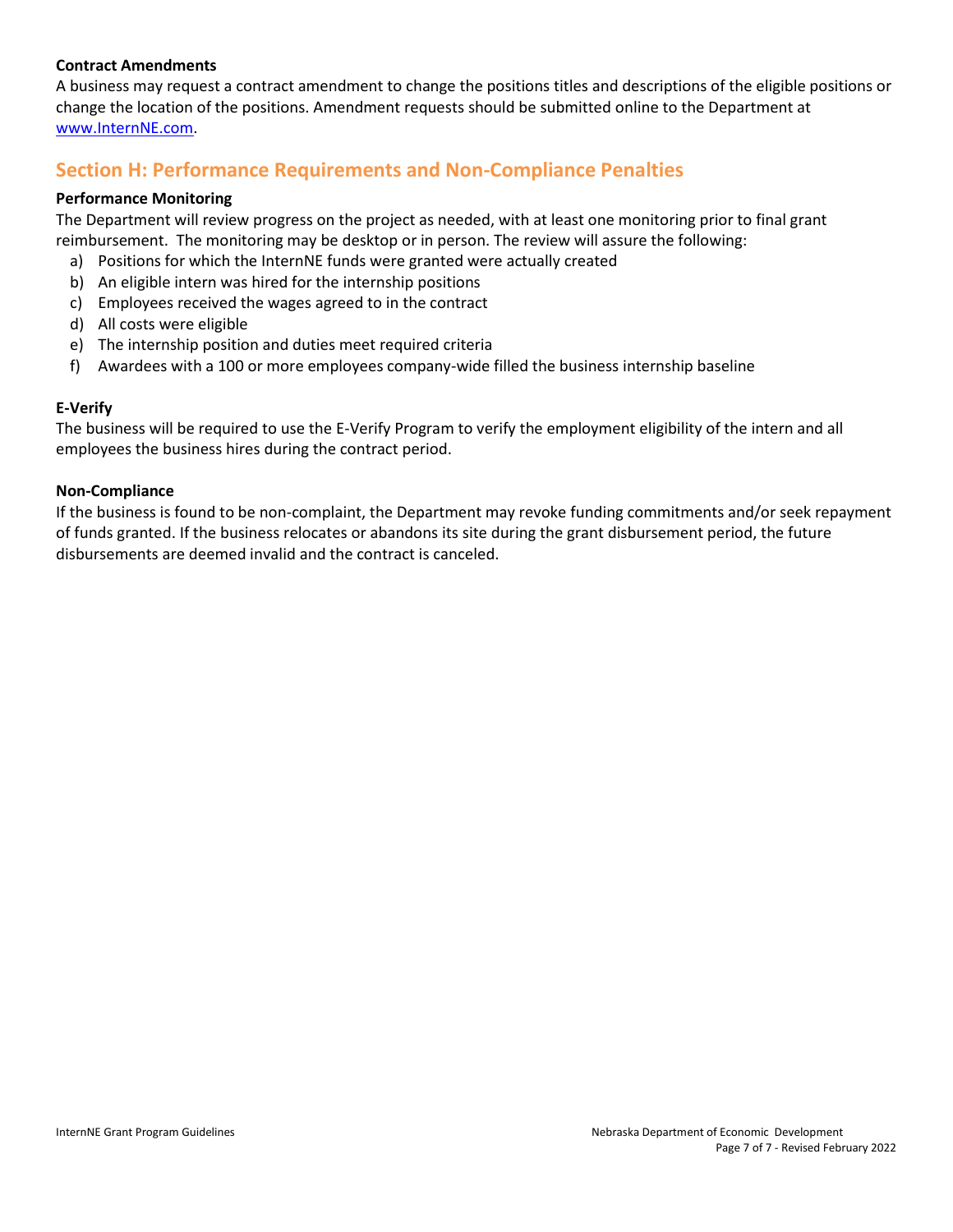**Contract Amendments**

A business may request a contract amendment to change the positions titles and descriptions of the eligible positions or change the location of the positions. Amendment requests should be submitted online to the Department at www.InternNE.com.

## Section H: Performance Requirements and Non-Compliance Penalties

**Performance Monitoring**

The Department will review progress on the project as needed, with at least one monitoring prior to final grant reimbursement. The monitoring may be desktop or in person. The review will assure the following:

a) Positions for which the InternNE funds were granted were actually created
b) An eligible intern was hired for the internship positions
c) Employees received the wages agreed to in the contract
d) All costs were eligible
e) The internship position and duties meet required criteria
f) Awardees with a 100 or more employees company-wide filled the business internship baseline

**E-Verify**

The business will be required to use the E-Verify Program to verify the employment eligibility of the intern and all employees the business hires during the contract period.

**Non-Compliance**

If the business is found to be non-complaint, the Department may revoke funding commitments and/or seek repayment of funds granted. If the business relocates or abandons its site during the grant disbursement period, the future disbursements are deemed invalid and the contract is canceled.